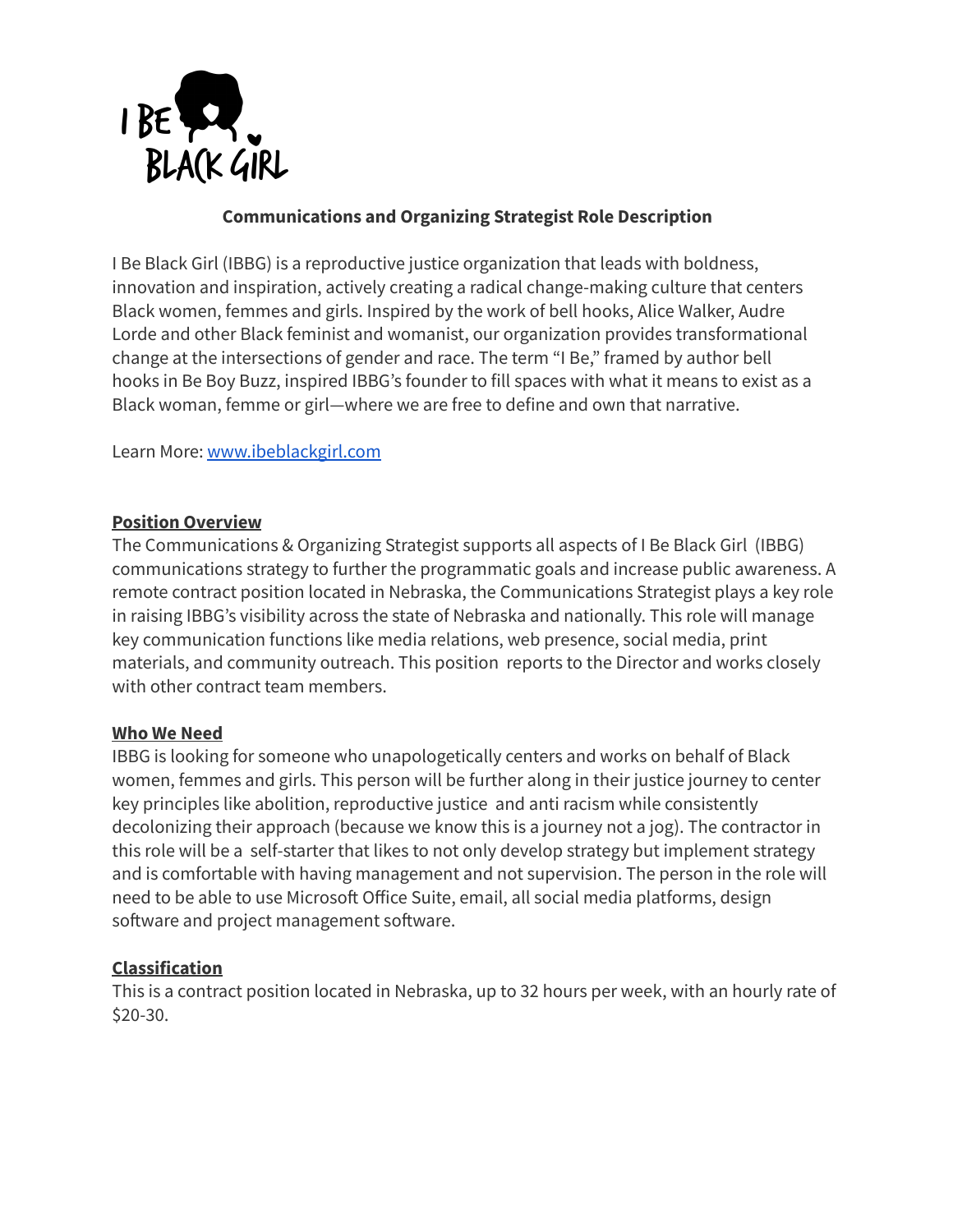# Communications and Organizing Strategist Role Description

I Be Black Girl (IBBG) is a reproductive justice organization that leads with boldness, innovation and inspiration, actively creating a radical change-making culture that centers Black women, femmes and girls. Inspired by the work of bell hooks, Alice Walker, Audre Lorde and other Black feminist and womanist, our organization provides transformational change at the intersections of gender and race. The term "I Be," framed by author bell hooks in Be Boy Buzz, inspired IBBG's founder to fill spaces with what it means to exist as a Black woman, femme or girl—where we are free to define and own that narrative.

Learn More: [www.ibeblackgirl.com](http://www.ibeblackgirl.com)

## Position Overview

The Communications & Organizing Strategist supports all aspects of I Be Black Girl (IBBG) communications strategy to further the programmatic goals and increase public awareness. A remote contract position located in Nebraska, the Communications Strategist plays a key role in raising IBBG's visibility across the state of Nebraska and nationally. This role will manage key communication functions like media relations, web presence, social media, print materials, and community outreach. This position reports to the Director and works closely with other contract team members.

## Who We Need

IBBG is looking for someone who unapologetically centers and works on behalf of Black women, femmes and girls. This person will be further along in their justice journey to center key principles like abolition, reproductive justice and anti racism while consistently decolonizing their approach (because we know this is a journey not a jog). The contractor in this role will be a self-starter that likes to not only develop strategy but implement strategy and is comfortable with having management and not supervision. The person in the role will need to be able to use Microsoft Office Suite, email, all social media platforms, design software and project management software.

## Classification

This is a contract position located in Nebraska, up to 32 hours per week, with an hourly rate of $20-30.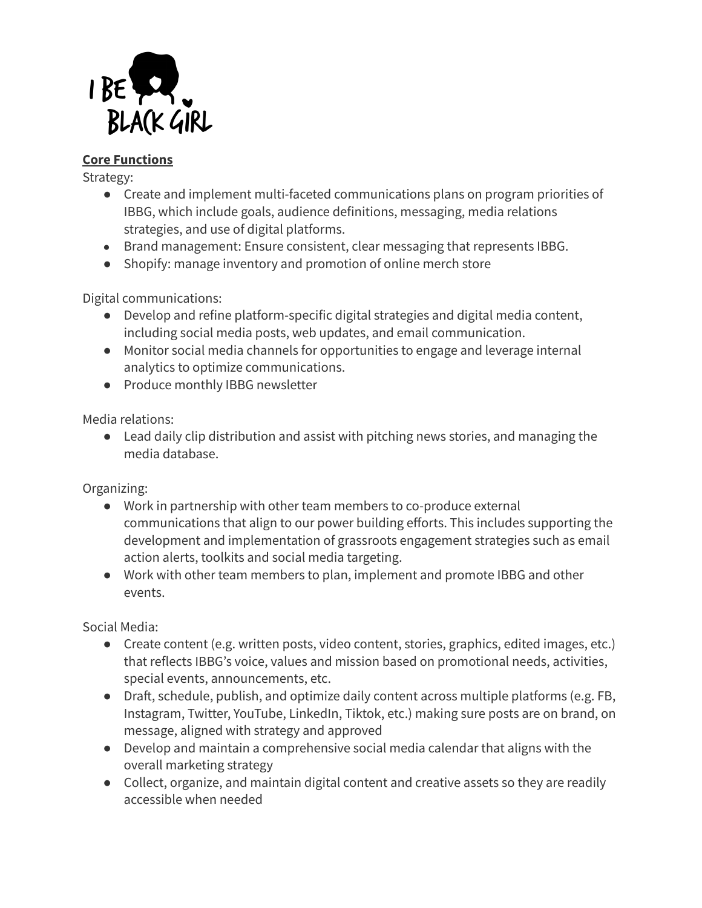**Core Functions**

Strategy:

- Create and implement multi-faceted communications plans on program priorities of IBBG, which include goals, audience definitions, messaging, media relations strategies, and use of digital platforms.
- Brand management: Ensure consistent, clear messaging that represents IBBG.
- Shopify: manage inventory and promotion of online merch store

Digital communications:

- Develop and refine platform-specific digital strategies and digital media content, including social media posts, web updates, and email communication.
- Monitor social media channels for opportunities to engage and leverage internal analytics to optimize communications.
- Produce monthly IBBG newsletter

Media relations:

- Lead daily clip distribution and assist with pitching news stories, and managing the media database.

Organizing:

- Work in partnership with other team members to co-produce external communications that align to our power building efforts. This includes supporting the development and implementation of grassroots engagement strategies such as email action alerts, toolkits and social media targeting.
- Work with other team members to plan, implement and promote IBBG and other events.

Social Media:

- Create content (e.g. written posts, video content, stories, graphics, edited images, etc.) that reflects IBBG's voice, values and mission based on promotional needs, activities, special events, announcements, etc.
- Draft, schedule, publish, and optimize daily content across multiple platforms (e.g. FB, Instagram, Twitter, YouTube, LinkedIn, Tiktok, etc.) making sure posts are on brand, on message, aligned with strategy and approved
- Develop and maintain a comprehensive social media calendar that aligns with the overall marketing strategy
- Collect, organize, and maintain digital content and creative assets so they are readily accessible when needed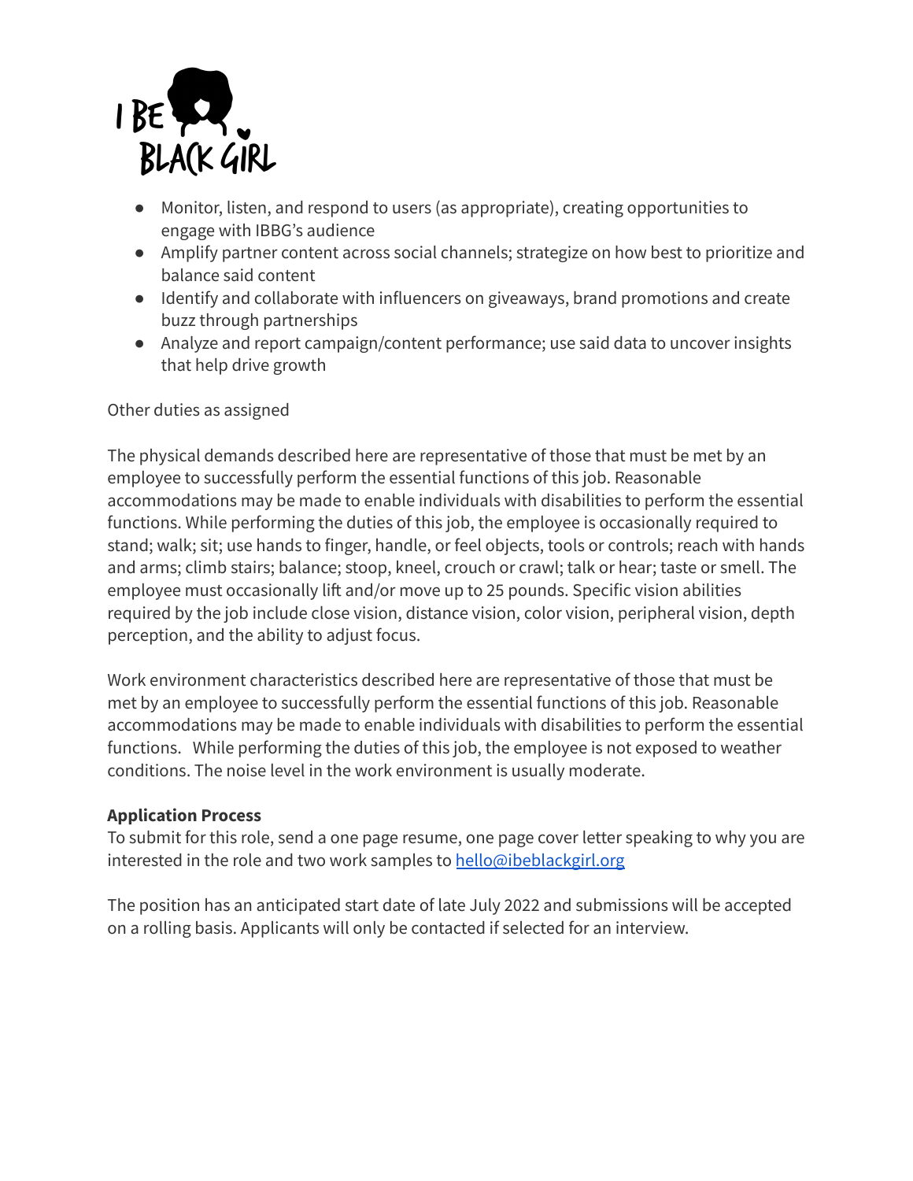- Monitor, listen, and respond to users (as appropriate), creating opportunities to engage with IBBG's audience
- Amplify partner content across social channels; strategize on how best to prioritize and balance said content
- Identify and collaborate with influencers on giveaways, brand promotions and create buzz through partnerships
- Analyze and report campaign/content performance; use said data to uncover insights that help drive growth

Other duties as assigned

The physical demands described here are representative of those that must be met by an employee to successfully perform the essential functions of this job. Reasonable accommodations may be made to enable individuals with disabilities to perform the essential functions. While performing the duties of this job, the employee is occasionally required to stand; walk; sit; use hands to finger, handle, or feel objects, tools or controls; reach with hands and arms; climb stairs; balance; stoop, kneel, crouch or crawl; talk or hear; taste or smell. The employee must occasionally lift and/or move up to 25 pounds. Specific vision abilities required by the job include close vision, distance vision, color vision, peripheral vision, depth perception, and the ability to adjust focus.

Work environment characteristics described here are representative of those that must be met by an employee to successfully perform the essential functions of this job. Reasonable accommodations may be made to enable individuals with disabilities to perform the essential functions. While performing the duties of this job, the employee is not exposed to weather conditions. The noise level in the work environment is usually moderate.

**Application Process**

To submit for this role, send a one page resume, one page cover letter speaking to why you are interested in the role and two work samples to [hello@ibeblackgirl.org](mailto:hello@ibeblackgirl.org)

The position has an anticipated start date of late July 2022 and submissions will be accepted on a rolling basis. Applicants will only be contacted if selected for an interview.